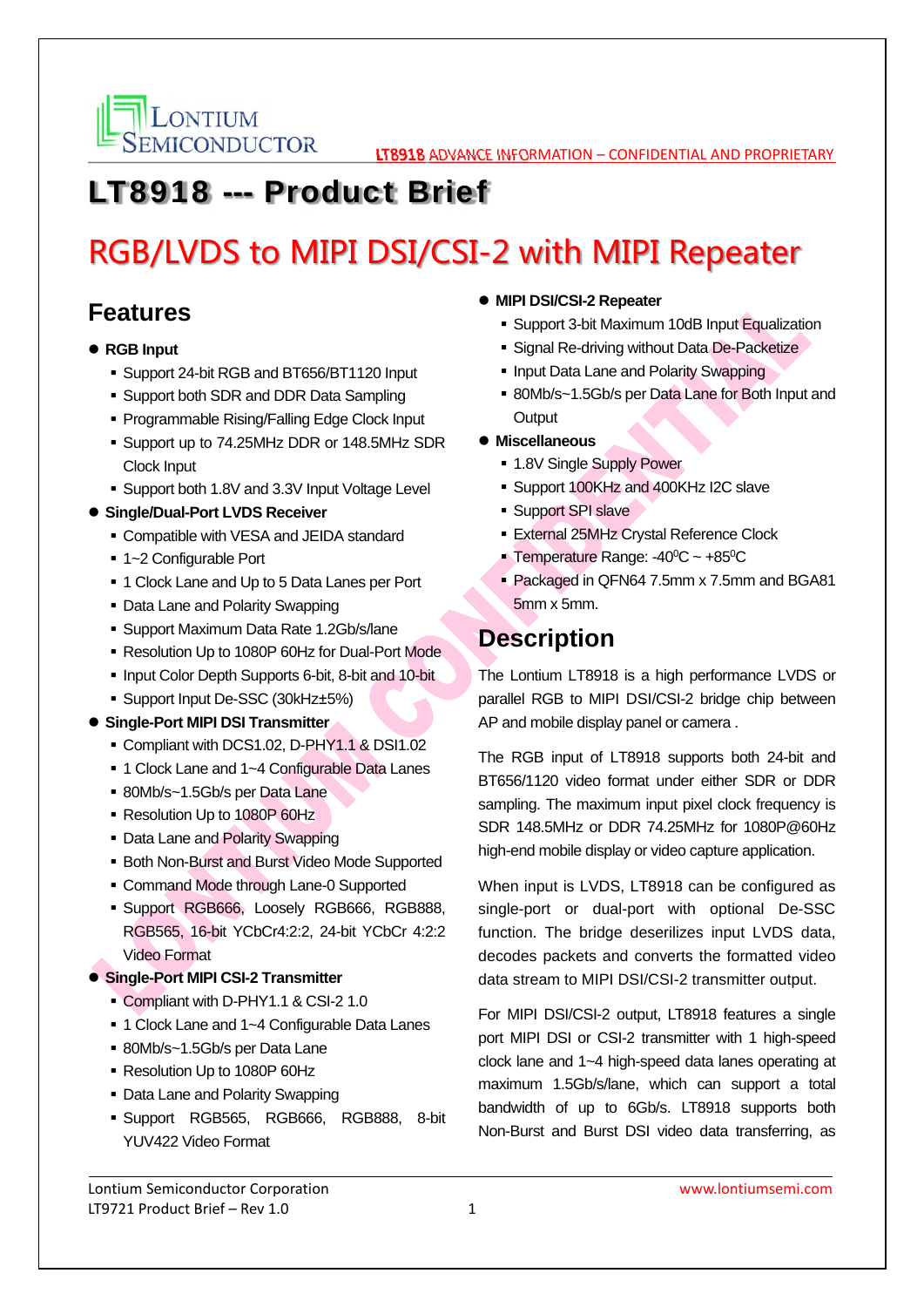# LT8918 --- Product Brief

## RGB/LVDS to MIPI DSI/CSI-2 with MIPI Repeater

## Features

- **RGB Input**
  - Support 24-bit RGB and BT656/BT1120 Input
  - Support both SDR and DDR Data Sampling
  - Programmable Rising/Falling Edge Clock Input
  - Support up to 74.25MHz DDR or 148.5MHz SDR Clock Input
  - Support both 1.8V and 3.3V Input Voltage Level
- **Single/Dual-Port LVDS Receiver**
  - Compatible with VESA and JEIDA standard
  - 1~2 Configurable Port
  - 1 Clock Lane and Up to 5 Data Lanes per Port
  - Data Lane and Polarity Swapping
  - Support Maximum Data Rate 1.2Gb/s/lane
  - Resolution Up to 1080P 60Hz for Dual-Port Mode
  - Input Color Depth Supports 6-bit, 8-bit and 10-bit
  - Support Input De-SSC (30kHz±5%)
- **Single-Port MIPI DSI Transmitter**
  - Compliant with DCS1.02, D-PHY1.1 & DSI1.02
  - 1 Clock Lane and 1~4 Configurable Data Lanes
  - 80Mb/s~1.5Gb/s per Data Lane
  - Resolution Up to 1080P 60Hz
  - Data Lane and Polarity Swapping
  - Both Non-Burst and Burst Video Mode Supported
  - Command Mode through Lane-0 Supported
  - Support RGB666, Loosely RGB666, RGB888, RGB565, 16-bit YCbCr4:2:2, 24-bit YCbCr 4:2:2 Video Format
- **Single-Port MIPI CSI-2 Transmitter**
  - Compliant with D-PHY1.1 & CSI-2 1.0
  - 1 Clock Lane and 1~4 Configurable Data Lanes
  - 80Mb/s~1.5Gb/s per Data Lane
  - Resolution Up to 1080P 60Hz
  - Data Lane and Polarity Swapping
  - Support RGB565, RGB666, RGB888, 8-bit YUV422 Video Format
- **MIPI DSI/CSI-2 Repeater**
  - Support 3-bit Maximum 10dB Input Equalization
  - Signal Re-driving without Data De-Packetize
  - Input Data Lane and Polarity Swapping
  - 80Mb/s~1.5Gb/s per Data Lane for Both Input and Output
- **Miscellaneous**
  - 1.8V Single Supply Power
  - Support 100KHz and 400KHz I2C slave
  - Support SPI slave
  - External 25MHz Crystal Reference Clock
  - Temperature Range: -40$^0$C ~ +85$^0$C
  - Packaged in QFN64 7.5mm x 7.5mm and BGA81 5mm x 5mm.

## Description

The Lontium LT8918 is a high performance LVDS or parallel RGB to MIPI DSI/CSI-2 bridge chip between AP and mobile display panel or camera .

The RGB input of LT8918 supports both 24-bit and BT656/1120 video format under either SDR or DDR sampling. The maximum input pixel clock frequency is SDR 148.5MHz or DDR 74.25MHz for 1080P@60Hz high-end mobile display or video capture application.

When input is LVDS, LT8918 can be configured as single-port or dual-port with optional De-SSC function. The bridge deserilizes input LVDS data, decodes packets and converts the formatted video data stream to MIPI DSI/CSI-2 transmitter output.

For MIPI DSI/CSI-2 output, LT8918 features a single port MIPI DSI or CSI-2 transmitter with 1 high-speed clock lane and 1~4 high-speed data lanes operating at maximum 1.5Gb/s/lane, which can support a total bandwidth of up to 6Gb/s. LT8918 supports both Non-Burst and Burst DSI video data transferring, as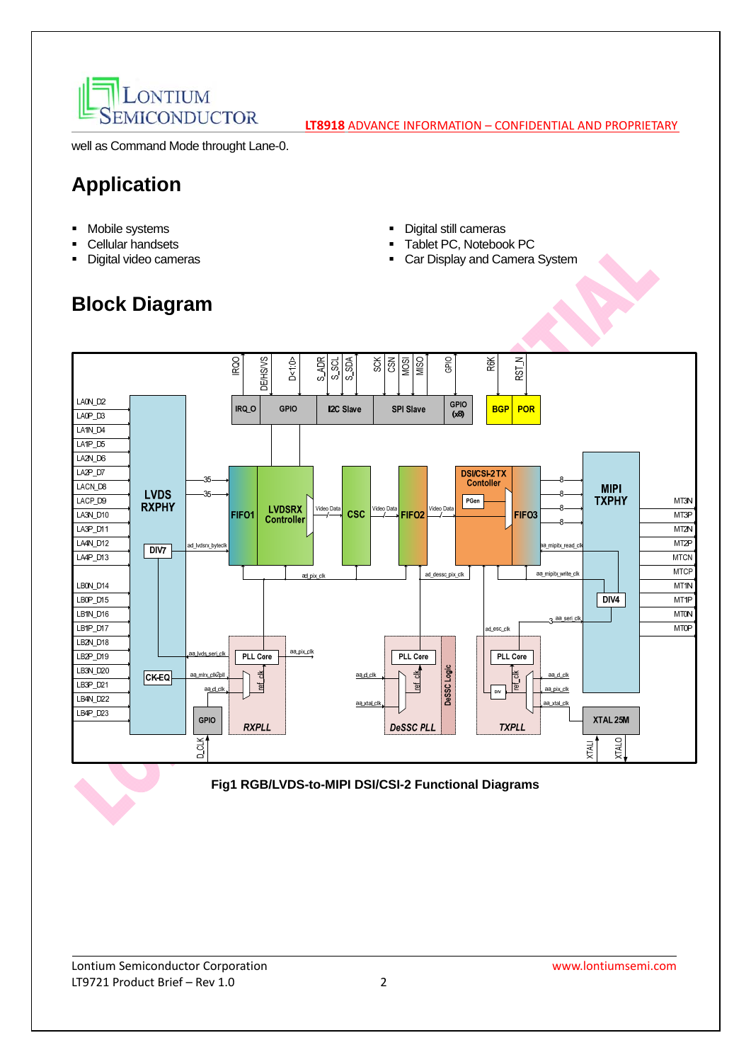well as Command Mode throught Lane-0.

## Application

- Mobile systems
- Cellular handsets
- Digital video cameras
- Digital still cameras
- Tablet PC, Notebook PC
- Car Display and Camera System

## Block Diagram

**Fig1 RGB/LVDS-to-MIPI DSI/CSI-2 Functional Diagrams**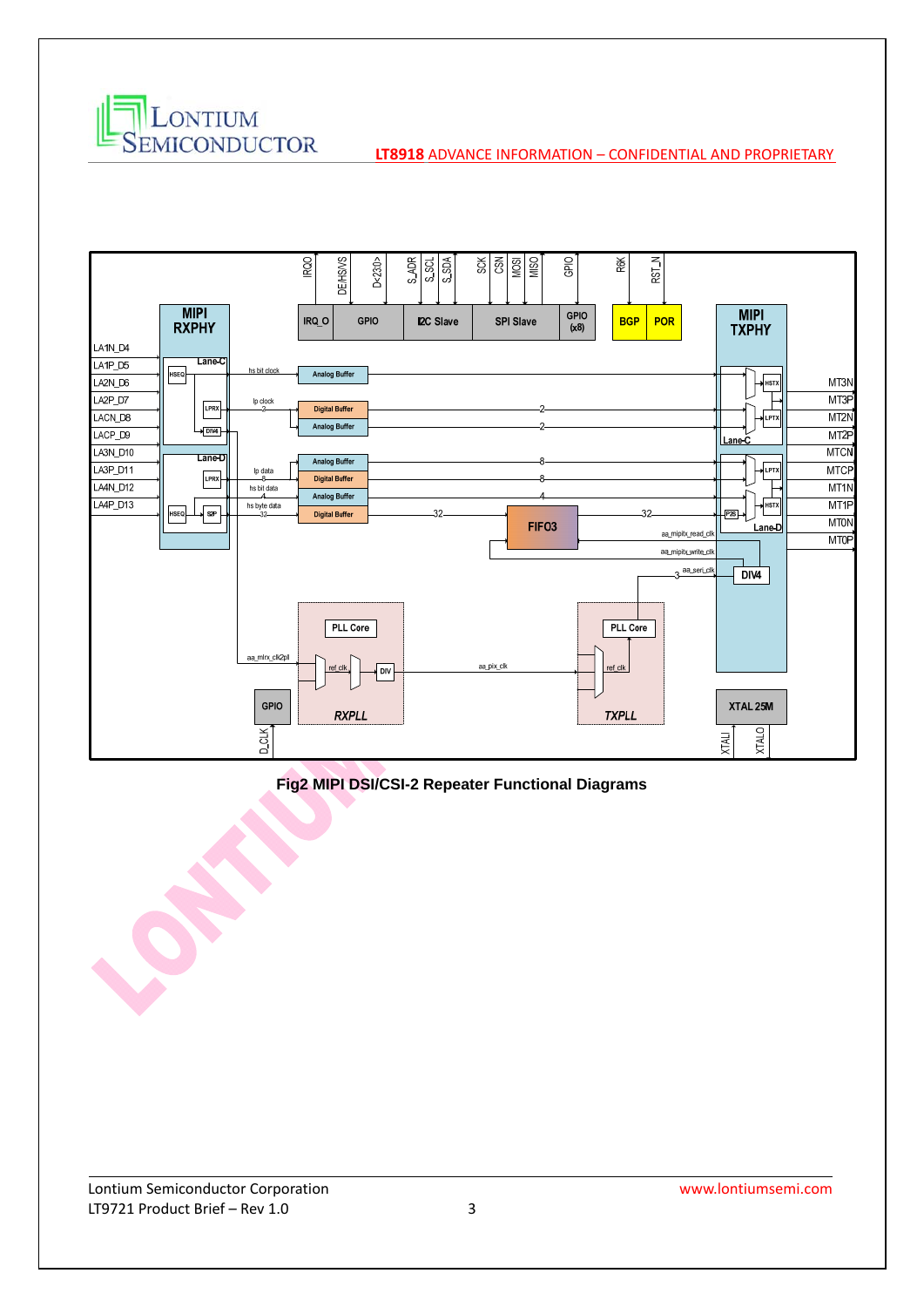**Fig2 MIPI DSI/CSI-2 Repeater Functional Diagrams**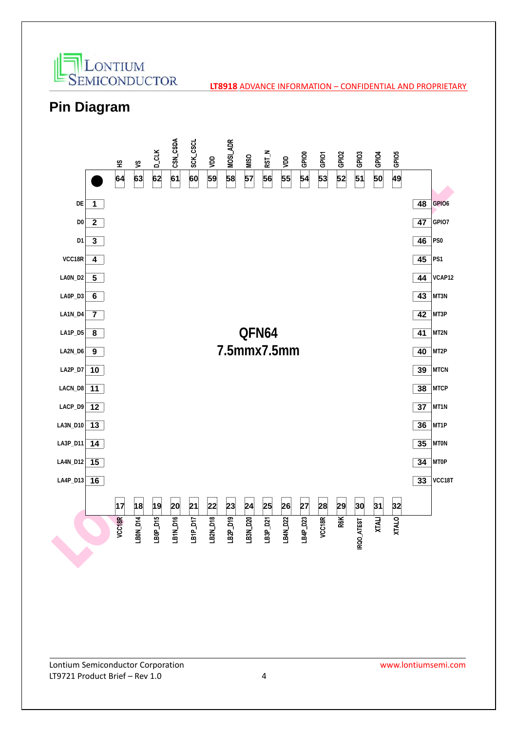## Pin Diagram

QFN64
7.5mmx7.5mm

| Pin | Name | Pin | Name |
|---|---|---|---|
| 1 | DE | 33 | VCC18T |
| 2 | D0 | 34 | MT0P |
| 3 | D1 | 35 | MT0N |
| 4 | VCC18R | 36 | MT1P |
| 5 | LA0N_D2 | 37 | MT1N |
| 6 | LA0P_D3 | 38 | MTCP |
| 7 | LA1N_D4 | 39 | MTCN |
| 8 | LA1P_D5 | 40 | MT2P |
| 9 | LA2N_D6 | 41 | MT2N |
| 10 | LA2P_D7 | 42 | MT3P |
| 11 | LACN_D8 | 43 | MT3N |
| 12 | LACP_D9 | 44 | VCAP12 |
| 13 | LA3N_D10 | 45 | PS1 |
| 14 | LA3P_D11 | 46 | PS0 |
| 15 | LA4N_D12 | 47 | GPIO7 |
| 16 | LA4P_D13 | 48 | GPIO6 |
| 17 | VCC18R | 49 | GPIO5 |
| 18 | LB0N_D14 | 50 | GPIO4 |
| 19 | LB0P_D15 | 51 | GPIO3 |
| 20 | LB1N_D16 | 52 | GPIO2 |
| 21 | LB1P_D17 | 53 | GPIO1 |
| 22 | LB2N_D18 | 54 | GPIO0 |
| 23 | LB2P_D19 | 55 | VDD |
| 24 | LB3N_D20 | 56 | RST_N |
| 25 | LB3P_D21 | 57 | MISO |
| 26 | LB4N_D22 | 58 | MOSI_ADR |
| 27 | LB4P_D23 | 59 | VDD |
| 28 | VCC18R | 60 | SCK_CSCL |
| 29 | R6K | 61 | CSN_CSDA |
| 30 | IRQO_ATEST | 62 | D_CLK |
| 31 | XTALI | 63 | VS |
| 32 | XTALO | 64 | HS |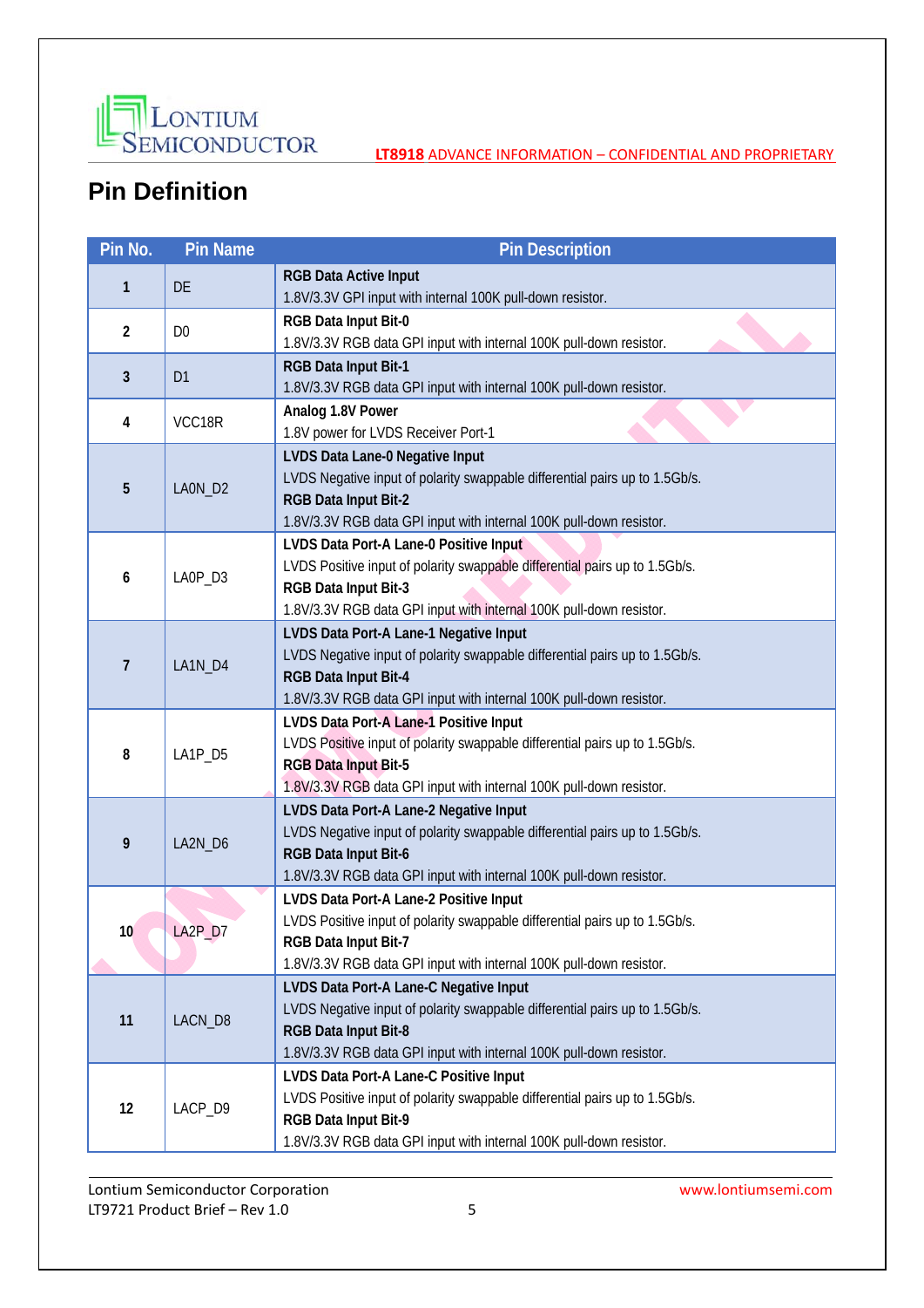## Pin Definition

| Pin No. | Pin Name | Pin Description |
|---|---|---|
| 1 | DE | **RGB Data Active Input**<br>1.8V/3.3V GPI input with internal 100K pull-down resistor. |
| 2 | D0 | **RGB Data Input Bit-0**<br>1.8V/3.3V RGB data GPI input with internal 100K pull-down resistor. |
| 3 | D1 | **RGB Data Input Bit-1**<br>1.8V/3.3V RGB data GPI input with internal 100K pull-down resistor. |
| 4 | VCC18R | **Analog 1.8V Power**<br>1.8V power for LVDS Receiver Port-1 |
| 5 | LA0N_D2 | **LVDS Data Lane-0 Negative Input**<br>LVDS Negative input of polarity swappable differential pairs up to 1.5Gb/s.<br>**RGB Data Input Bit-2**<br>1.8V/3.3V RGB data GPI input with internal 100K pull-down resistor. |
| 6 | LA0P_D3 | **LVDS Data Port-A Lane-0 Positive Input**<br>LVDS Positive input of polarity swappable differential pairs up to 1.5Gb/s.<br>**RGB Data Input Bit-3**<br>1.8V/3.3V RGB data GPI input with internal 100K pull-down resistor. |
| 7 | LA1N_D4 | **LVDS Data Port-A Lane-1 Negative Input**<br>LVDS Negative input of polarity swappable differential pairs up to 1.5Gb/s.<br>**RGB Data Input Bit-4**<br>1.8V/3.3V RGB data GPI input with internal 100K pull-down resistor. |
| 8 | LA1P_D5 | **LVDS Data Port-A Lane-1 Positive Input**<br>LVDS Positive input of polarity swappable differential pairs up to 1.5Gb/s.<br>**RGB Data Input Bit-5**<br>1.8V/3.3V RGB data GPI input with internal 100K pull-down resistor. |
| 9 | LA2N_D6 | **LVDS Data Port-A Lane-2 Negative Input**<br>LVDS Negative input of polarity swappable differential pairs up to 1.5Gb/s.<br>**RGB Data Input Bit-6**<br>1.8V/3.3V RGB data GPI input with internal 100K pull-down resistor. |
| 10 | LA2P_D7 | **LVDS Data Port-A Lane-2 Positive Input**<br>LVDS Positive input of polarity swappable differential pairs up to 1.5Gb/s.<br>**RGB Data Input Bit-7**<br>1.8V/3.3V RGB data GPI input with internal 100K pull-down resistor. |
| 11 | LACN_D8 | **LVDS Data Port-A Lane-C Negative Input**<br>LVDS Negative input of polarity swappable differential pairs up to 1.5Gb/s.<br>**RGB Data Input Bit-8**<br>1.8V/3.3V RGB data GPI input with internal 100K pull-down resistor. |
| 12 | LACP_D9 | **LVDS Data Port-A Lane-C Positive Input**<br>LVDS Positive input of polarity swappable differential pairs up to 1.5Gb/s.<br>**RGB Data Input Bit-9**<br>1.8V/3.3V RGB data GPI input with internal 100K pull-down resistor. |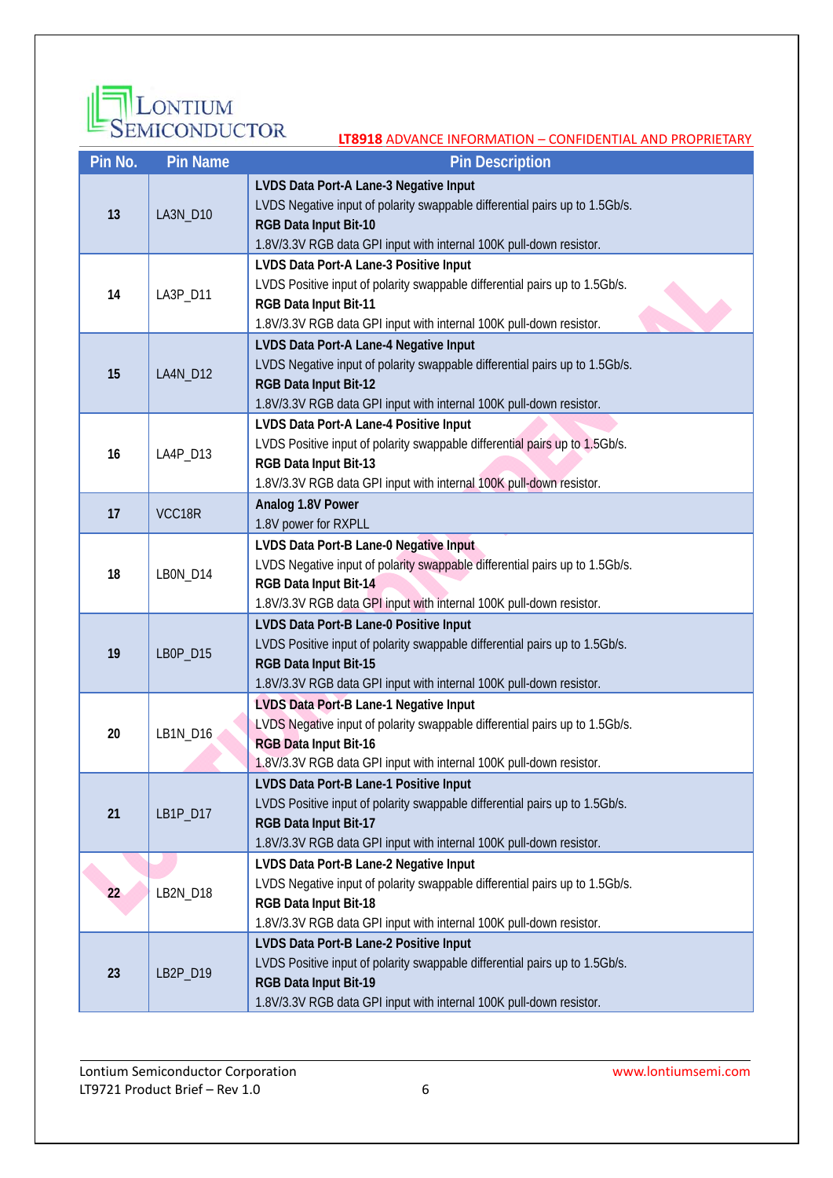| Pin No. | Pin Name | Pin Description |
|---|---|---|
| 13 | LA3N_D10 | **LVDS Data Port-A Lane-3 Negative Input**<br>LVDS Negative input of polarity swappable differential pairs up to 1.5Gb/s.<br>**RGB Data Input Bit-10**<br>1.8V/3.3V RGB data GPI input with internal 100K pull-down resistor. |
| 14 | LA3P_D11 | **LVDS Data Port-A Lane-3 Positive Input**<br>LVDS Positive input of polarity swappable differential pairs up to 1.5Gb/s.<br>**RGB Data Input Bit-11**<br>1.8V/3.3V RGB data GPI input with internal 100K pull-down resistor. |
| 15 | LA4N_D12 | **LVDS Data Port-A Lane-4 Negative Input**<br>LVDS Negative input of polarity swappable differential pairs up to 1.5Gb/s.<br>**RGB Data Input Bit-12**<br>1.8V/3.3V RGB data GPI input with internal 100K pull-down resistor. |
| 16 | LA4P_D13 | **LVDS Data Port-A Lane-4 Positive Input**<br>LVDS Positive input of polarity swappable differential pairs up to 1.5Gb/s.<br>**RGB Data Input Bit-13**<br>1.8V/3.3V RGB data GPI input with internal 100K pull-down resistor. |
| 17 | VCC18R | **Analog 1.8V Power**<br>1.8V power for RXPLL |
| 18 | LB0N_D14 | **LVDS Data Port-B Lane-0 Negative Input**<br>LVDS Negative input of polarity swappable differential pairs up to 1.5Gb/s.<br>**RGB Data Input Bit-14**<br>1.8V/3.3V RGB data GPI input with internal 100K pull-down resistor. |
| 19 | LB0P_D15 | **LVDS Data Port-B Lane-0 Positive Input**<br>LVDS Positive input of polarity swappable differential pairs up to 1.5Gb/s.<br>**RGB Data Input Bit-15**<br>1.8V/3.3V RGB data GPI input with internal 100K pull-down resistor. |
| 20 | LB1N_D16 | **LVDS Data Port-B Lane-1 Negative Input**<br>LVDS Negative input of polarity swappable differential pairs up to 1.5Gb/s.<br>**RGB Data Input Bit-16**<br>1.8V/3.3V RGB data GPI input with internal 100K pull-down resistor. |
| 21 | LB1P_D17 | **LVDS Data Port-B Lane-1 Positive Input**<br>LVDS Positive input of polarity swappable differential pairs up to 1.5Gb/s.<br>**RGB Data Input Bit-17**<br>1.8V/3.3V RGB data GPI input with internal 100K pull-down resistor. |
| 22 | LB2N_D18 | **LVDS Data Port-B Lane-2 Negative Input**<br>LVDS Negative input of polarity swappable differential pairs up to 1.5Gb/s.<br>**RGB Data Input Bit-18**<br>1.8V/3.3V RGB data GPI input with internal 100K pull-down resistor. |
| 23 | LB2P_D19 | **LVDS Data Port-B Lane-2 Positive Input**<br>LVDS Positive input of polarity swappable differential pairs up to 1.5Gb/s.<br>**RGB Data Input Bit-19**<br>1.8V/3.3V RGB data GPI input with internal 100K pull-down resistor. |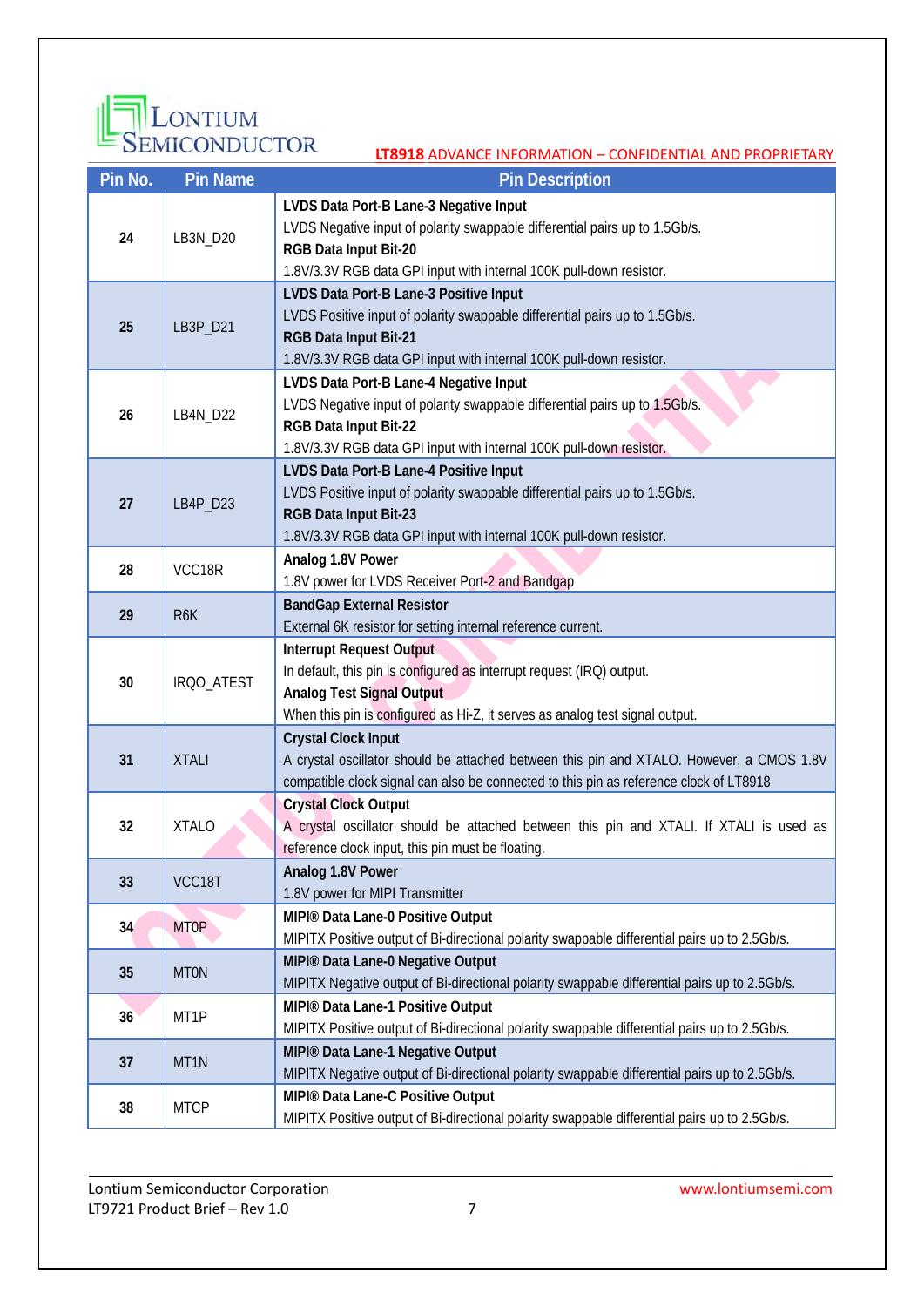| Pin No. | Pin Name | Pin Description |
|---|---|---|
| 24 | LB3N_D20 | **LVDS Data Port-B Lane-3 Negative Input**<br>LVDS Negative input of polarity swappable differential pairs up to 1.5Gb/s.<br>**RGB Data Input Bit-20**<br>1.8V/3.3V RGB data GPI input with internal 100K pull-down resistor. |
| 25 | LB3P_D21 | **LVDS Data Port-B Lane-3 Positive Input**<br>LVDS Positive input of polarity swappable differential pairs up to 1.5Gb/s.<br>**RGB Data Input Bit-21**<br>1.8V/3.3V RGB data GPI input with internal 100K pull-down resistor. |
| 26 | LB4N_D22 | **LVDS Data Port-B Lane-4 Negative Input**<br>LVDS Negative input of polarity swappable differential pairs up to 1.5Gb/s.<br>**RGB Data Input Bit-22**<br>1.8V/3.3V RGB data GPI input with internal 100K pull-down resistor. |
| 27 | LB4P_D23 | **LVDS Data Port-B Lane-4 Positive Input**<br>LVDS Positive input of polarity swappable differential pairs up to 1.5Gb/s.<br>**RGB Data Input Bit-23**<br>1.8V/3.3V RGB data GPI input with internal 100K pull-down resistor. |
| 28 | VCC18R | **Analog 1.8V Power**<br>1.8V power for LVDS Receiver Port-2 and Bandgap |
| 29 | R6K | **BandGap External Resistor**<br>External 6K resistor for setting internal reference current. |
| 30 | IRQO_ATEST | **Interrupt Request Output**<br>In default, this pin is configured as interrupt request (IRQ) output.<br>**Analog Test Signal Output**<br>When this pin is configured as Hi-Z, it serves as analog test signal output. |
| 31 | XTALI | **Crystal Clock Input**<br>A crystal oscillator should be attached between this pin and XTALO. However, a CMOS 1.8V compatible clock signal can also be connected to this pin as reference clock of LT8918 |
| 32 | XTALO | **Crystal Clock Output**<br>A crystal oscillator should be attached between this pin and XTALI. If XTALI is used as reference clock input, this pin must be floating. |
| 33 | VCC18T | **Analog 1.8V Power**<br>1.8V power for MIPI Transmitter |
| 34 | MT0P | **MIPI® Data Lane-0 Positive Output**<br>MIPITX Positive output of Bi-directional polarity swappable differential pairs up to 2.5Gb/s. |
| 35 | MT0N | **MIPI® Data Lane-0 Negative Output**<br>MIPITX Negative output of Bi-directional polarity swappable differential pairs up to 2.5Gb/s. |
| 36 | MT1P | **MIPI® Data Lane-1 Positive Output**<br>MIPITX Positive output of Bi-directional polarity swappable differential pairs up to 2.5Gb/s. |
| 37 | MT1N | **MIPI® Data Lane-1 Negative Output**<br>MIPITX Negative output of Bi-directional polarity swappable differential pairs up to 2.5Gb/s. |
| 38 | MTCP | **MIPI® Data Lane-C Positive Output**<br>MIPITX Positive output of Bi-directional polarity swappable differential pairs up to 2.5Gb/s. |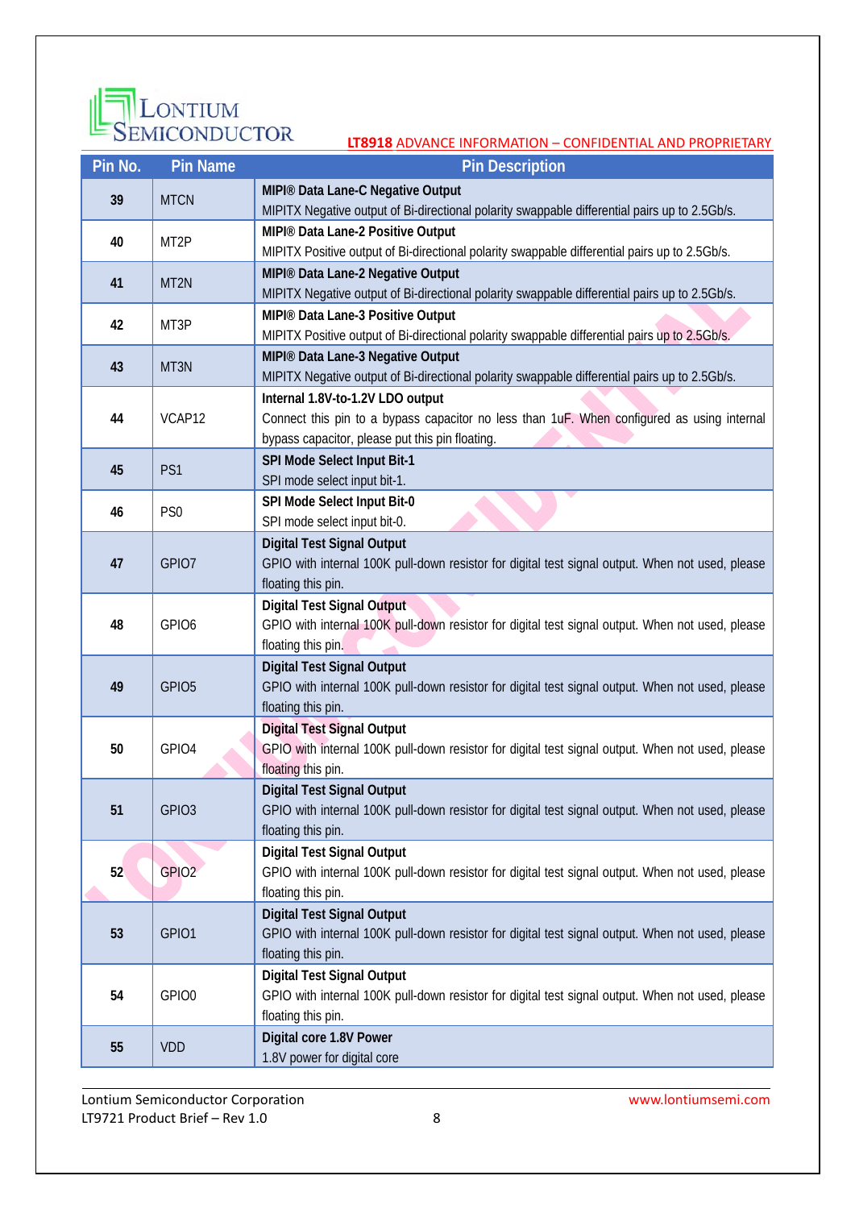| Pin No. | Pin Name | Pin Description |
|---|---|---|
| 39 | MTCN | **MIPI® Data Lane-C Negative Output**<br>MIPITX Negative output of Bi-directional polarity swappable differential pairs up to 2.5Gb/s. |
| 40 | MT2P | **MIPI® Data Lane-2 Positive Output**<br>MIPITX Positive output of Bi-directional polarity swappable differential pairs up to 2.5Gb/s. |
| 41 | MT2N | **MIPI® Data Lane-2 Negative Output**<br>MIPITX Negative output of Bi-directional polarity swappable differential pairs up to 2.5Gb/s. |
| 42 | MT3P | **MIPI® Data Lane-3 Positive Output**<br>MIPITX Positive output of Bi-directional polarity swappable differential pairs up to 2.5Gb/s. |
| 43 | MT3N | **MIPI® Data Lane-3 Negative Output**<br>MIPITX Negative output of Bi-directional polarity swappable differential pairs up to 2.5Gb/s. |
| 44 | VCAP12 | **Internal 1.8V-to-1.2V LDO output**<br>Connect this pin to a bypass capacitor no less than 1uF. When configured as using internal bypass capacitor, please put this pin floating. |
| 45 | PS1 | **SPI Mode Select Input Bit-1**<br>SPI mode select input bit-1. |
| 46 | PS0 | **SPI Mode Select Input Bit-0**<br>SPI mode select input bit-0. |
| 47 | GPIO7 | **Digital Test Signal Output**<br>GPIO with internal 100K pull-down resistor for digital test signal output. When not used, please floating this pin. |
| 48 | GPIO6 | **Digital Test Signal Output**<br>GPIO with internal 100K pull-down resistor for digital test signal output. When not used, please floating this pin. |
| 49 | GPIO5 | **Digital Test Signal Output**<br>GPIO with internal 100K pull-down resistor for digital test signal output. When not used, please floating this pin. |
| 50 | GPIO4 | **Digital Test Signal Output**<br>GPIO with internal 100K pull-down resistor for digital test signal output. When not used, please floating this pin. |
| 51 | GPIO3 | **Digital Test Signal Output**<br>GPIO with internal 100K pull-down resistor for digital test signal output. When not used, please floating this pin. |
| 52 | GPIO2 | **Digital Test Signal Output**<br>GPIO with internal 100K pull-down resistor for digital test signal output. When not used, please floating this pin. |
| 53 | GPIO1 | **Digital Test Signal Output**<br>GPIO with internal 100K pull-down resistor for digital test signal output. When not used, please floating this pin. |
| 54 | GPIO0 | **Digital Test Signal Output**<br>GPIO with internal 100K pull-down resistor for digital test signal output. When not used, please floating this pin. |
| 55 | VDD | **Digital core 1.8V Power**<br>1.8V power for digital core |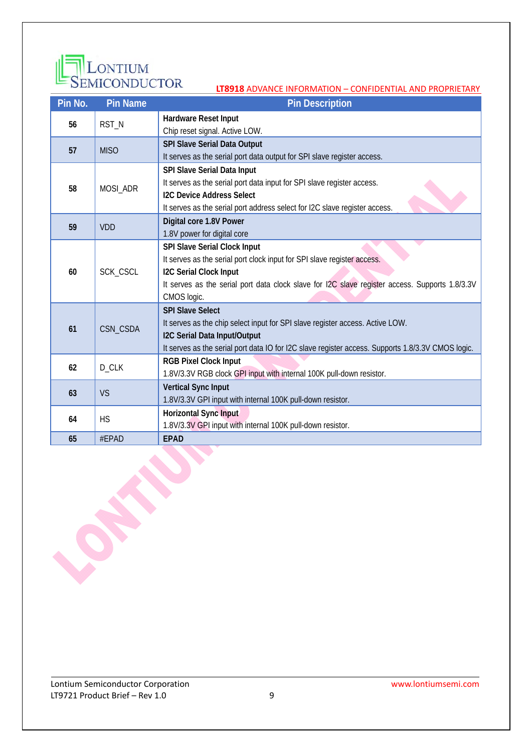| Pin No. | Pin Name | Pin Description |
|---|---|---|
| 56 | RST_N | **Hardware Reset Input**<br>Chip reset signal. Active LOW. |
| 57 | MISO | **SPI Slave Serial Data Output**<br>It serves as the serial port data output for SPI slave register access. |
| 58 | MOSI_ADR | **SPI Slave Serial Data Input**<br>It serves as the serial port data input for SPI slave register access.<br>**I2C Device Address Select**<br>It serves as the serial port address select for I2C slave register access. |
| 59 | VDD | **Digital core 1.8V Power**<br>1.8V power for digital core |
| 60 | SCK_CSCL | **SPI Slave Serial Clock Input**<br>It serves as the serial port clock input for SPI slave register access.<br>**I2C Serial Clock Input**<br>It serves as the serial port data clock slave for I2C slave register access. Supports 1.8/3.3V CMOS logic. |
| 61 | CSN_CSDA | **SPI Slave Select**<br>It serves as the chip select input for SPI slave register access. Active LOW.<br>**I2C Serial Data Input/Output**<br>It serves as the serial port data IO for I2C slave register access. Supports 1.8/3.3V CMOS logic. |
| 62 | D_CLK | **RGB Pixel Clock Input**<br>1.8V/3.3V RGB clock GPI input with internal 100K pull-down resistor. |
| 63 | VS | **Vertical Sync Input**<br>1.8V/3.3V GPI input with internal 100K pull-down resistor. |
| 64 | HS | **Horizontal Sync Input**<br>1.8V/3.3V GPI input with internal 100K pull-down resistor. |
| 65 | #EPAD | **EPAD** |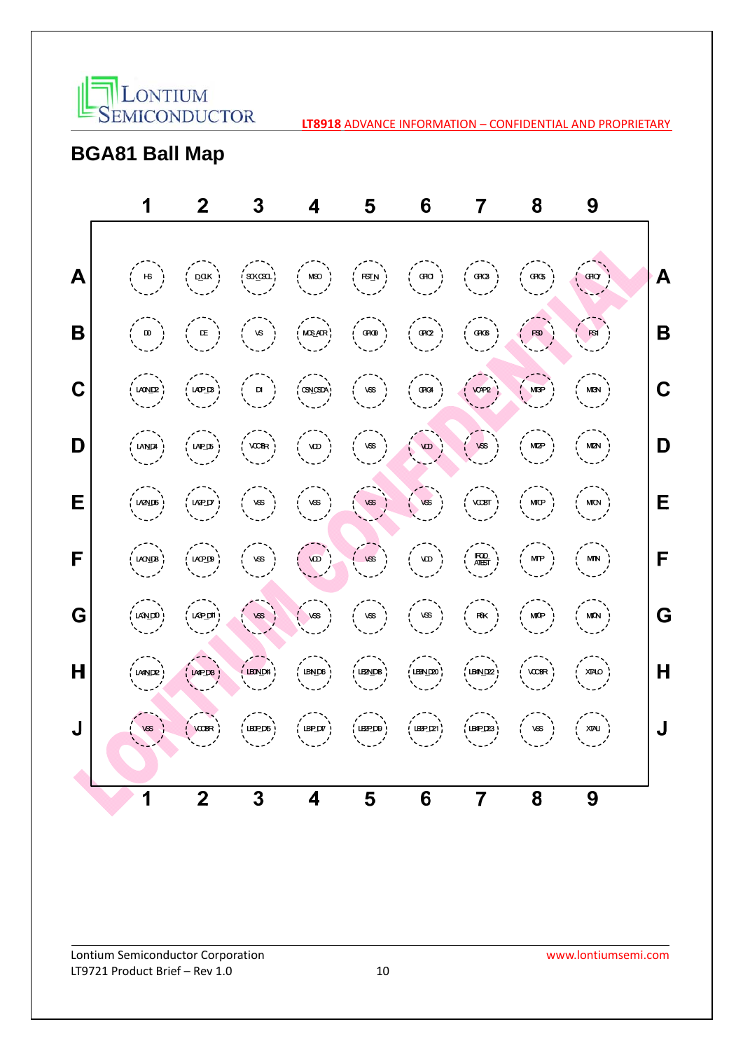## BGA81 Ball Map

|   | 1 | 2 | 3 | 4 | 5 | 6 | 7 | 8 | 9 |   |
|---|---|---|---|---|---|---|---|---|---|---|
| A | HS | DCLK | SCK_CSCL | MISO | RST_N | GPIO1 | GPIO3 | GPIO5 | GPIO7 | A |
| B | D0 | DE | VS | MOSI_ADR | GPIO0 | GPIO2 | GPIO6 | FS0 | FS1 | B |
| C | LA0N_D2 | LA0P_D3 | D1 | CSN_CSDA | VSS | GPIO4 | VCAP12 | MI3P | MI3N | C |
| D | LA1N_D4 | LA1P_D5 | VCC18R | VDD | VSS | VDD | VSS | MI2P | MI2N | D |
| E | LA2N_D6 | LA2P_D7 | VSS | VSS | VSS | VSS | VCC18T | MICP | MICN | E |
| F | LACN_D8 | LACP_D9 | VSS | VDD | VSS | VDD | IRQD ATEST | MI1P | MI1N | F |
| G | LA3N_D10 | LA3P_D11 | VSS | VSS | VSS | VSS | RBK | MI0P | MI0N | G |
| H | LA4N_D12 | LA4P_D13 | LB0N_D14 | LB1N_D16 | LB2N_D18 | LB3N_D20 | LB4N_D22 | VCC18R | XTALO | H |
| J | VSS | VCC18R | LB0P_D15 | LB1P_D17 | LB2P_D19 | LB3P_D21 | LB4P_D23 | VSS | XTALI | J |
|   | 1 | 2 | 3 | 4 | 5 | 6 | 7 | 8 | 9 |   |

LONTIUM CONFIDENTIAL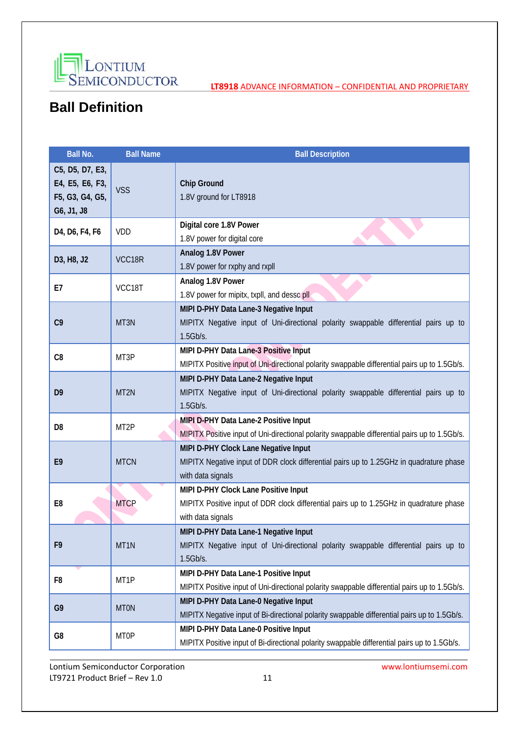# Ball Definition

| Ball No. | Ball Name | Ball Description |
|---|---|---|
| C5, D5, D7, E3, E4, E5, E6, F3, F5, G3, G4, G5, G6, J1, J8 | VSS | **Chip Ground**<br>1.8V ground for LT8918 |
| D4, D6, F4, F6 | VDD | **Digital core 1.8V Power**<br>1.8V power for digital core |
| D3, H8, J2 | VCC18R | **Analog 1.8V Power**<br>1.8V power for rxphy and rxpll |
| E7 | VCC18T | **Analog 1.8V Power**<br>1.8V power for mipitx, txpll, and dessc pll |
| C9 | MT3N | **MIPI D-PHY Data Lane-3 Negative Input**<br>MIPITX Negative input of Uni-directional polarity swappable differential pairs up to 1.5Gb/s. |
| C8 | MT3P | **MIPI D-PHY Data Lane-3 Positive Input**<br>MIPITX Positive input of Uni-directional polarity swappable differential pairs up to 1.5Gb/s. |
| D9 | MT2N | **MIPI D-PHY Data Lane-2 Negative Input**<br>MIPITX Negative input of Uni-directional polarity swappable differential pairs up to 1.5Gb/s. |
| D8 | MT2P | **MIPI D-PHY Data Lane-2 Positive Input**<br>MIPITX Positive input of Uni-directional polarity swappable differential pairs up to 1.5Gb/s. |
| E9 | MTCN | **MIPI D-PHY Clock Lane Negative Input**<br>MIPITX Negative input of DDR clock differential pairs up to 1.25GHz in quadrature phase with data signals |
| E8 | MTCP | **MIPI D-PHY Clock Lane Positive Input**<br>MIPITX Positive input of DDR clock differential pairs up to 1.25GHz in quadrature phase with data signals |
| F9 | MT1N | **MIPI D-PHY Data Lane-1 Negative Input**<br>MIPITX Negative input of Uni-directional polarity swappable differential pairs up to 1.5Gb/s. |
| F8 | MT1P | **MIPI D-PHY Data Lane-1 Positive Input**<br>MIPITX Positive input of Uni-directional polarity swappable differential pairs up to 1.5Gb/s. |
| G9 | MT0N | **MIPI D-PHY Data Lane-0 Negative Input**<br>MIPITX Negative input of Bi-directional polarity swappable differential pairs up to 1.5Gb/s. |
| G8 | MT0P | **MIPI D-PHY Data Lane-0 Positive Input**<br>MIPITX Positive input of Bi-directional polarity swappable differential pairs up to 1.5Gb/s. |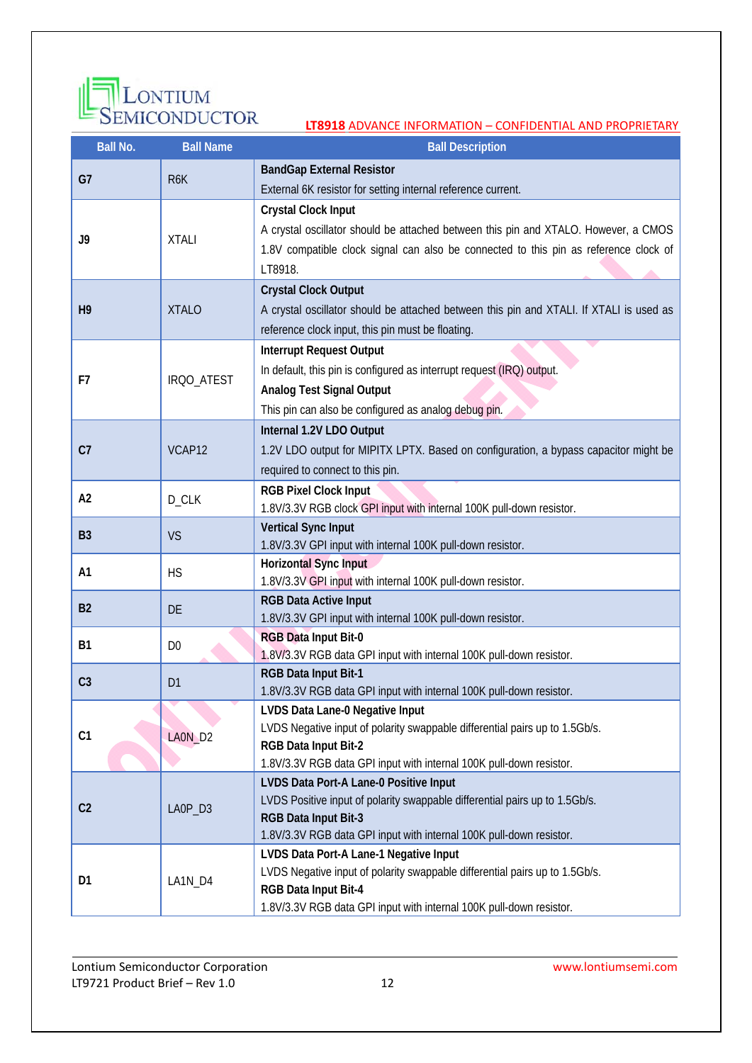| Ball No. | Ball Name | Ball Description |
| --- | --- | --- |
| G7 | R6K | **BandGap External Resistor**<br>External 6K resistor for setting internal reference current. |
| J9 | XTALI | **Crystal Clock Input**<br>A crystal oscillator should be attached between this pin and XTALO. However, a CMOS 1.8V compatible clock signal can also be connected to this pin as reference clock of LT8918. |
| H9 | XTALO | **Crystal Clock Output**<br>A crystal oscillator should be attached between this pin and XTALI. If XTALI is used as reference clock input, this pin must be floating. |
| F7 | IRQO_ATEST | **Interrupt Request Output**<br>In default, this pin is configured as interrupt request (IRQ) output.<br>**Analog Test Signal Output**<br>This pin can also be configured as analog debug pin. |
| C7 | VCAP12 | **Internal 1.2V LDO Output**<br>1.2V LDO output for MIPITX LPTX. Based on configuration, a bypass capacitor might be required to connect to this pin. |
| A2 | D_CLK | **RGB Pixel Clock Input**<br>1.8V/3.3V RGB clock GPI input with internal 100K pull-down resistor. |
| B3 | VS | **Vertical Sync Input**<br>1.8V/3.3V GPI input with internal 100K pull-down resistor. |
| A1 | HS | **Horizontal Sync Input**<br>1.8V/3.3V GPI input with internal 100K pull-down resistor. |
| B2 | DE | **RGB Data Active Input**<br>1.8V/3.3V GPI input with internal 100K pull-down resistor. |
| B1 | D0 | **RGB Data Input Bit-0**<br>1.8V/3.3V RGB data GPI input with internal 100K pull-down resistor. |
| C3 | D1 | **RGB Data Input Bit-1**<br>1.8V/3.3V RGB data GPI input with internal 100K pull-down resistor. |
| C1 | LA0N_D2 | **LVDS Data Lane-0 Negative Input**<br>LVDS Negative input of polarity swappable differential pairs up to 1.5Gb/s.<br>**RGB Data Input Bit-2**<br>1.8V/3.3V RGB data GPI input with internal 100K pull-down resistor. |
| C2 | LA0P_D3 | **LVDS Data Port-A Lane-0 Positive Input**<br>LVDS Positive input of polarity swappable differential pairs up to 1.5Gb/s.<br>**RGB Data Input Bit-3**<br>1.8V/3.3V RGB data GPI input with internal 100K pull-down resistor. |
| D1 | LA1N_D4 | **LVDS Data Port-A Lane-1 Negative Input**<br>LVDS Negative input of polarity swappable differential pairs up to 1.5Gb/s.<br>**RGB Data Input Bit-4**<br>1.8V/3.3V RGB data GPI input with internal 100K pull-down resistor. |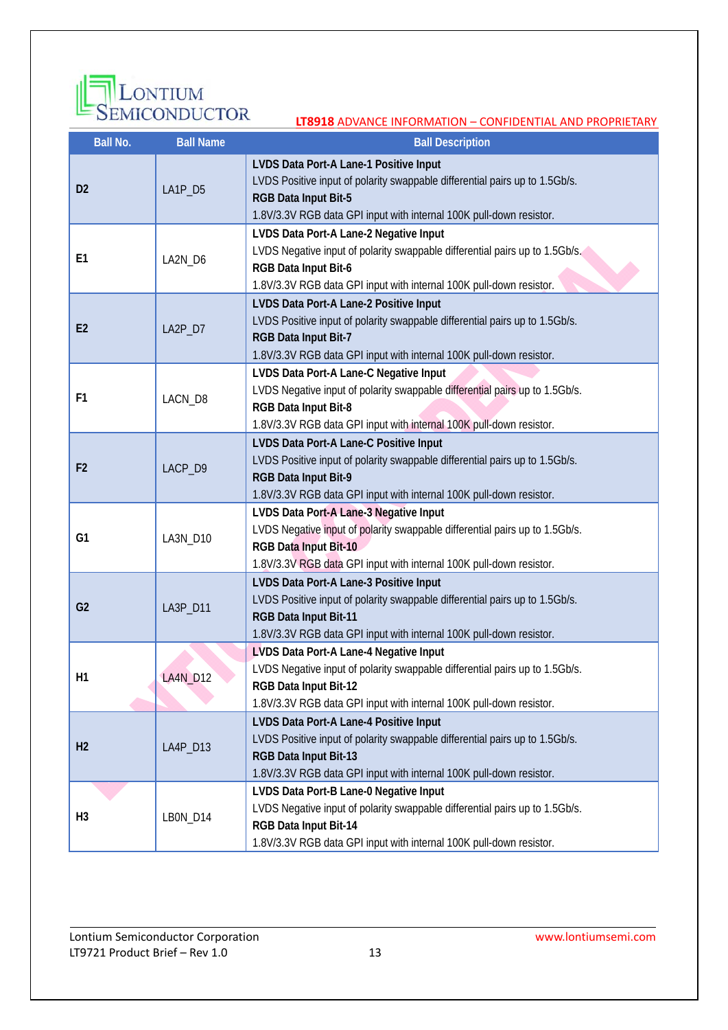| Ball No. | Ball Name | Ball Description |
|---|---|---|
| D2 | LA1P_D5 | **LVDS Data Port-A Lane-1 Positive Input**<br>LVDS Positive input of polarity swappable differential pairs up to 1.5Gb/s.<br>**RGB Data Input Bit-5**<br>1.8V/3.3V RGB data GPI input with internal 100K pull-down resistor. |
| E1 | LA2N_D6 | **LVDS Data Port-A Lane-2 Negative Input**<br>LVDS Negative input of polarity swappable differential pairs up to 1.5Gb/s.<br>**RGB Data Input Bit-6**<br>1.8V/3.3V RGB data GPI input with internal 100K pull-down resistor. |
| E2 | LA2P_D7 | **LVDS Data Port-A Lane-2 Positive Input**<br>LVDS Positive input of polarity swappable differential pairs up to 1.5Gb/s.<br>**RGB Data Input Bit-7**<br>1.8V/3.3V RGB data GPI input with internal 100K pull-down resistor. |
| F1 | LACN_D8 | **LVDS Data Port-A Lane-C Negative Input**<br>LVDS Negative input of polarity swappable differential pairs up to 1.5Gb/s.<br>**RGB Data Input Bit-8**<br>1.8V/3.3V RGB data GPI input with internal 100K pull-down resistor. |
| F2 | LACP_D9 | **LVDS Data Port-A Lane-C Positive Input**<br>LVDS Positive input of polarity swappable differential pairs up to 1.5Gb/s.<br>**RGB Data Input Bit-9**<br>1.8V/3.3V RGB data GPI input with internal 100K pull-down resistor. |
| G1 | LA3N_D10 | **LVDS Data Port-A Lane-3 Negative Input**<br>LVDS Negative input of polarity swappable differential pairs up to 1.5Gb/s.<br>**RGB Data Input Bit-10**<br>1.8V/3.3V RGB data GPI input with internal 100K pull-down resistor. |
| G2 | LA3P_D11 | **LVDS Data Port-A Lane-3 Positive Input**<br>LVDS Positive input of polarity swappable differential pairs up to 1.5Gb/s.<br>**RGB Data Input Bit-11**<br>1.8V/3.3V RGB data GPI input with internal 100K pull-down resistor. |
| H1 | LA4N_D12 | **LVDS Data Port-A Lane-4 Negative Input**<br>LVDS Negative input of polarity swappable differential pairs up to 1.5Gb/s.<br>**RGB Data Input Bit-12**<br>1.8V/3.3V RGB data GPI input with internal 100K pull-down resistor. |
| H2 | LA4P_D13 | **LVDS Data Port-A Lane-4 Positive Input**<br>LVDS Positive input of polarity swappable differential pairs up to 1.5Gb/s.<br>**RGB Data Input Bit-13**<br>1.8V/3.3V RGB data GPI input with internal 100K pull-down resistor. |
| H3 | LB0N_D14 | **LVDS Data Port-B Lane-0 Negative Input**<br>LVDS Negative input of polarity swappable differential pairs up to 1.5Gb/s.<br>**RGB Data Input Bit-14**<br>1.8V/3.3V RGB data GPI input with internal 100K pull-down resistor. |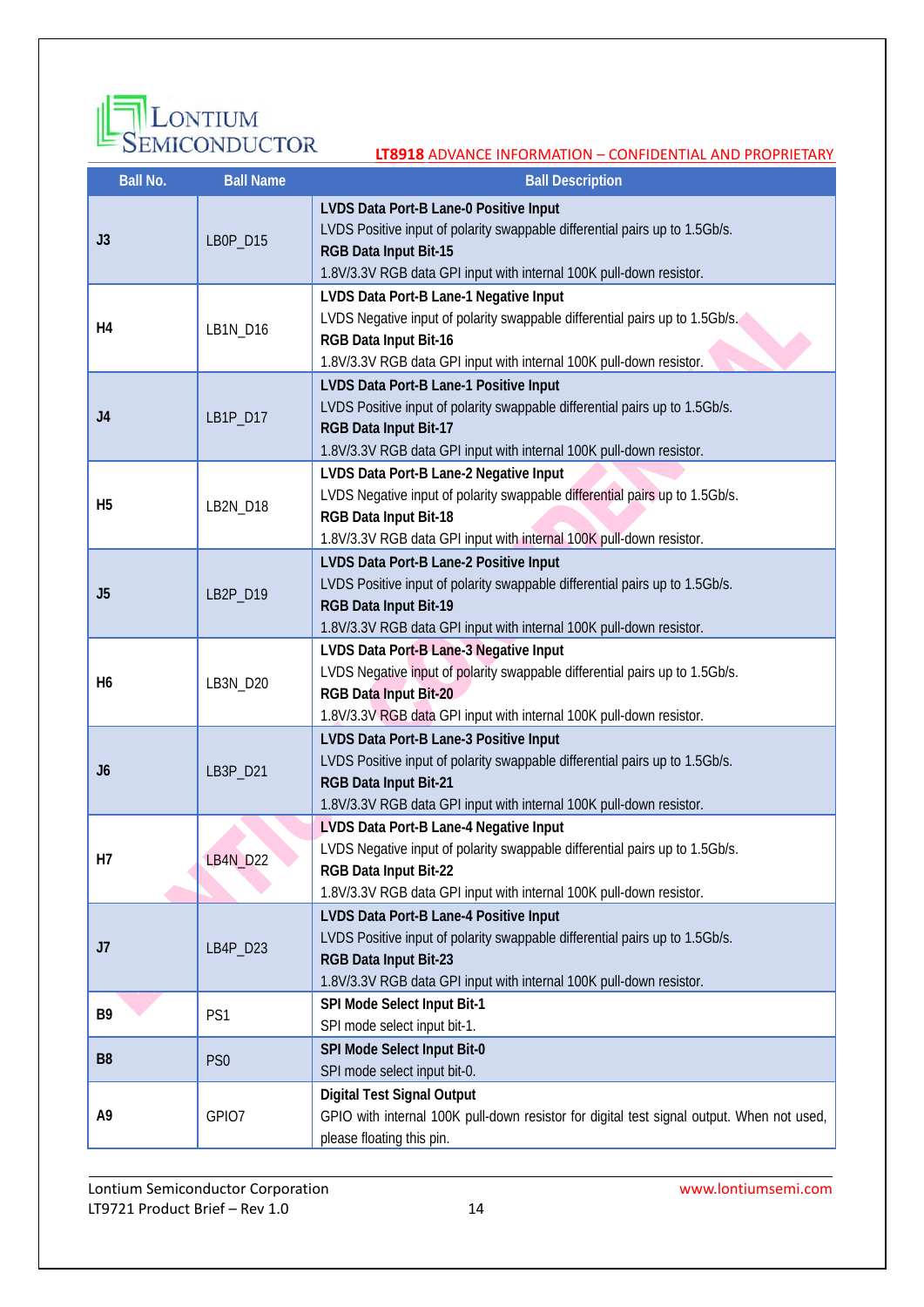| Ball No. | Ball Name | Ball Description |
|---|---|---|
| J3 | LB0P_D15 | **LVDS Data Port-B Lane-0 Positive Input**<br>LVDS Positive input of polarity swappable differential pairs up to 1.5Gb/s.<br>**RGB Data Input Bit-15**<br>1.8V/3.3V RGB data GPI input with internal 100K pull-down resistor. |
| H4 | LB1N_D16 | **LVDS Data Port-B Lane-1 Negative Input**<br>LVDS Negative input of polarity swappable differential pairs up to 1.5Gb/s.<br>**RGB Data Input Bit-16**<br>1.8V/3.3V RGB data GPI input with internal 100K pull-down resistor. |
| J4 | LB1P_D17 | **LVDS Data Port-B Lane-1 Positive Input**<br>LVDS Positive input of polarity swappable differential pairs up to 1.5Gb/s.<br>**RGB Data Input Bit-17**<br>1.8V/3.3V RGB data GPI input with internal 100K pull-down resistor. |
| H5 | LB2N_D18 | **LVDS Data Port-B Lane-2 Negative Input**<br>LVDS Negative input of polarity swappable differential pairs up to 1.5Gb/s.<br>**RGB Data Input Bit-18**<br>1.8V/3.3V RGB data GPI input with internal 100K pull-down resistor. |
| J5 | LB2P_D19 | **LVDS Data Port-B Lane-2 Positive Input**<br>LVDS Positive input of polarity swappable differential pairs up to 1.5Gb/s.<br>**RGB Data Input Bit-19**<br>1.8V/3.3V RGB data GPI input with internal 100K pull-down resistor. |
| H6 | LB3N_D20 | **LVDS Data Port-B Lane-3 Negative Input**<br>LVDS Negative input of polarity swappable differential pairs up to 1.5Gb/s.<br>**RGB Data Input Bit-20**<br>1.8V/3.3V RGB data GPI input with internal 100K pull-down resistor. |
| J6 | LB3P_D21 | **LVDS Data Port-B Lane-3 Positive Input**<br>LVDS Positive input of polarity swappable differential pairs up to 1.5Gb/s.<br>**RGB Data Input Bit-21**<br>1.8V/3.3V RGB data GPI input with internal 100K pull-down resistor. |
| H7 | LB4N_D22 | **LVDS Data Port-B Lane-4 Negative Input**<br>LVDS Negative input of polarity swappable differential pairs up to 1.5Gb/s.<br>**RGB Data Input Bit-22**<br>1.8V/3.3V RGB data GPI input with internal 100K pull-down resistor. |
| J7 | LB4P_D23 | **LVDS Data Port-B Lane-4 Positive Input**<br>LVDS Positive input of polarity swappable differential pairs up to 1.5Gb/s.<br>**RGB Data Input Bit-23**<br>1.8V/3.3V RGB data GPI input with internal 100K pull-down resistor. |
| B9 | PS1 | **SPI Mode Select Input Bit-1**<br>SPI mode select input bit-1. |
| B8 | PS0 | **SPI Mode Select Input Bit-0**<br>SPI mode select input bit-0. |
| A9 | GPIO7 | **Digital Test Signal Output**<br>GPIO with internal 100K pull-down resistor for digital test signal output. When not used, please floating this pin. |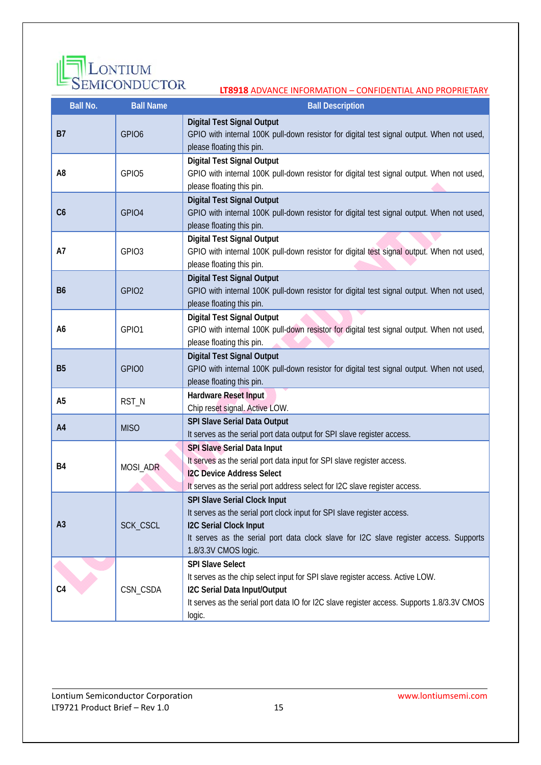| Ball No. | Ball Name | Ball Description |
|---|---|---|
| **B7** | GPIO6 | **Digital Test Signal Output**<br>GPIO with internal 100K pull-down resistor for digital test signal output. When not used, please floating this pin. |
| **A8** | GPIO5 | **Digital Test Signal Output**<br>GPIO with internal 100K pull-down resistor for digital test signal output. When not used, please floating this pin. |
| **C6** | GPIO4 | **Digital Test Signal Output**<br>GPIO with internal 100K pull-down resistor for digital test signal output. When not used, please floating this pin. |
| **A7** | GPIO3 | **Digital Test Signal Output**<br>GPIO with internal 100K pull-down resistor for digital test signal output. When not used, please floating this pin. |
| **B6** | GPIO2 | **Digital Test Signal Output**<br>GPIO with internal 100K pull-down resistor for digital test signal output. When not used, please floating this pin. |
| **A6** | GPIO1 | **Digital Test Signal Output**<br>GPIO with internal 100K pull-down resistor for digital test signal output. When not used, please floating this pin. |
| **B5** | GPIO0 | **Digital Test Signal Output**<br>GPIO with internal 100K pull-down resistor for digital test signal output. When not used, please floating this pin. |
| **A5** | RST_N | **Hardware Reset Input**<br>Chip reset signal. Active LOW. |
| **A4** | MISO | **SPI Slave Serial Data Output**<br>It serves as the serial port data output for SPI slave register access. |
| **B4** | MOSI_ADR | **SPI Slave Serial Data Input**<br>It serves as the serial port data input for SPI slave register access.<br>**I2C Device Address Select**<br>It serves as the serial port address select for I2C slave register access. |
| **A3** | SCK_CSCL | **SPI Slave Serial Clock Input**<br>It serves as the serial port clock input for SPI slave register access.<br>**I2C Serial Clock Input**<br>It serves as the serial port data clock slave for I2C slave register access. Supports 1.8/3.3V CMOS logic. |
| **C4** | CSN_CSDA | **SPI Slave Select**<br>It serves as the chip select input for SPI slave register access. Active LOW.<br>**I2C Serial Data Input/Output**<br>It serves as the serial port data IO for I2C slave register access. Supports 1.8/3.3V CMOS logic. |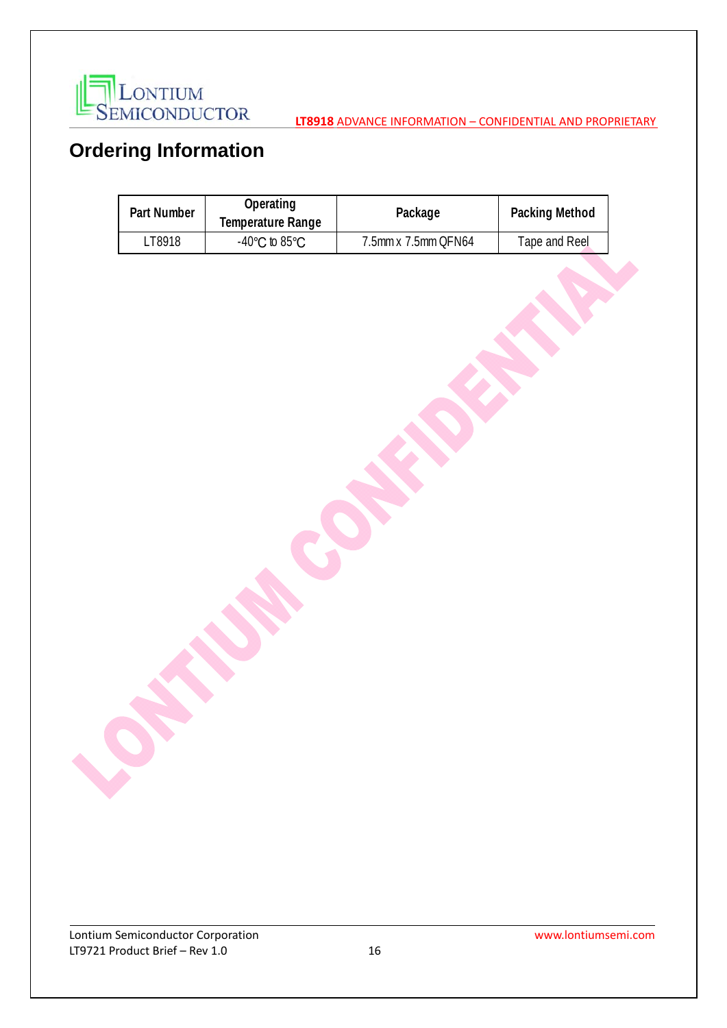# Ordering Information

| Part Number | Operating Temperature Range | Package | Packing Method |
|---|---|---|---|
| LT8918 | -40℃ to 85℃ | 7.5mm x 7.5mm QFN64 | Tape and Reel |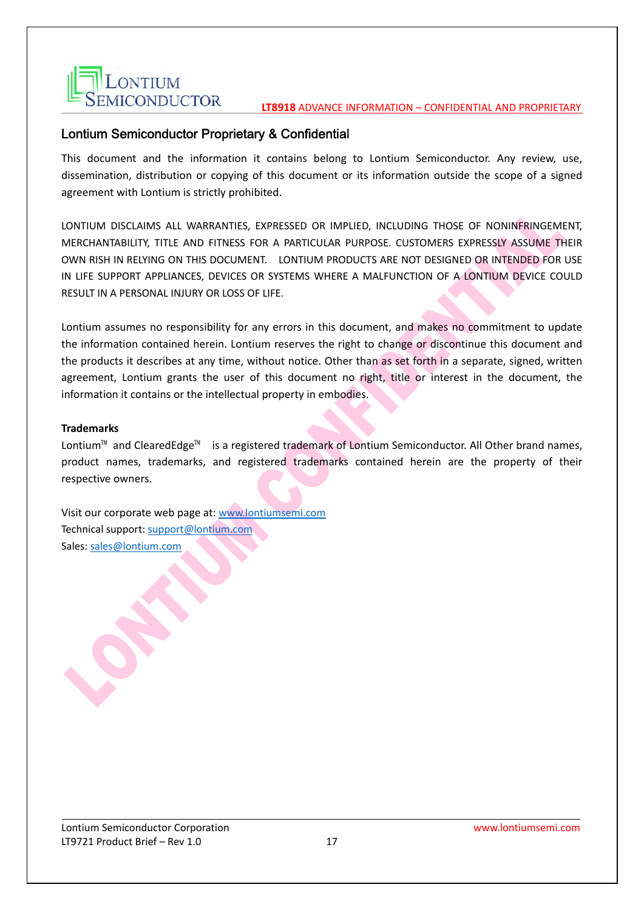## Lontium Semiconductor Proprietary & Confidential

This document and the information it contains belong to Lontium Semiconductor. Any review, use, dissemination, distribution or copying of this document or its information outside the scope of a signed agreement with Lontium is strictly prohibited.

LONTIUM DISCLAIMS ALL WARRANTIES, EXPRESSED OR IMPLIED, INCLUDING THOSE OF NONINFRINGEMENT, MERCHANTABILITY, TITLE AND FITNESS FOR A PARTICULAR PURPOSE. CUSTOMERS EXPRESSLY ASSUME THEIR OWN RISH IN RELYING ON THIS DOCUMENT. LONTIUM PRODUCTS ARE NOT DESIGNED OR INTENDED FOR USE IN LIFE SUPPORT APPLIANCES, DEVICES OR SYSTEMS WHERE A MALFUNCTION OF A LONTIUM DEVICE COULD RESULT IN A PERSONAL INJURY OR LOSS OF LIFE.

Lontium assumes no responsibility for any errors in this document, and makes no commitment to update the information contained herein. Lontium reserves the right to change or discontinue this document and the products it describes at any time, without notice. Other than as set forth in a separate, signed, written agreement, Lontium grants the user of this document no right, title or interest in the document, the information it contains or the intellectual property in embodies.

**Trademarks**

Lontium™ and ClearedEdge™ is a registered trademark of Lontium Semiconductor. All Other brand names, product names, trademarks, and registered trademarks contained herein are the property of their respective owners.

Visit our corporate web page at: www.lontiumsemi.com
Technical support: support@lontium.com
Sales: sales@lontium.com